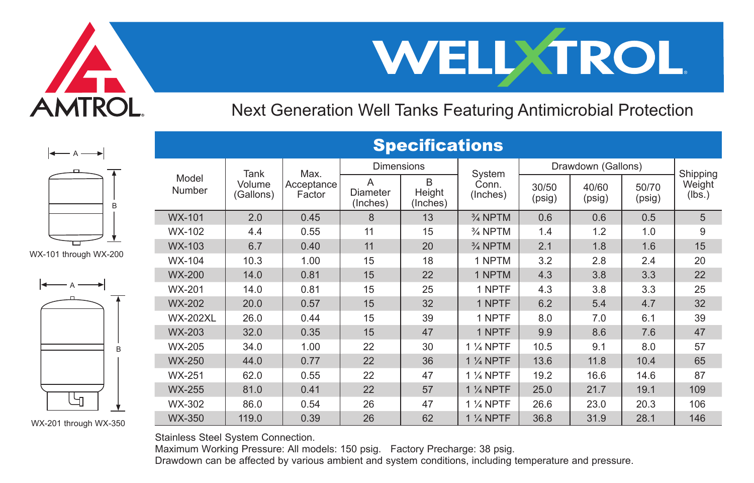AMTROL

# WELLXTROL

Next Generation Well Tanks Featuring Antimicrobial Protection

## Specifications

| Model Number | Tank Volume (Gallons) | Max. Acceptance Factor | Dimensions | | System Conn. (Inches) | Drawdown (Gallons) | | | Shipping Weight (lbs.) |
|---|---|---|---|---|---|---|---|---|---|
| | | | A Diameter (Inches) | B Height (Inches) | | 30/50 (psig) | 40/60 (psig) | 50/70 (psig) | |
| WX-101 | 2.0 | 0.45 | 8 | 13 | ¾ NPTM | 0.6 | 0.6 | 0.5 | 5 |
| WX-102 | 4.4 | 0.55 | 11 | 15 | ¾ NPTM | 1.4 | 1.2 | 1.0 | 9 |
| WX-103 | 6.7 | 0.40 | 11 | 20 | ¾ NPTM | 2.1 | 1.8 | 1.6 | 15 |
| WX-104 | 10.3 | 1.00 | 15 | 18 | 1 NPTM | 3.2 | 2.8 | 2.4 | 20 |
| WX-200 | 14.0 | 0.81 | 15 | 22 | 1 NPTM | 4.3 | 3.8 | 3.3 | 22 |
| WX-201 | 14.0 | 0.81 | 15 | 25 | 1 NPTF | 4.3 | 3.8 | 3.3 | 25 |
| WX-202 | 20.0 | 0.57 | 15 | 32 | 1 NPTF | 6.2 | 5.4 | 4.7 | 32 |
| WX-202XL | 26.0 | 0.44 | 15 | 39 | 1 NPTF | 8.0 | 7.0 | 6.1 | 39 |
| WX-203 | 32.0 | 0.35 | 15 | 47 | 1 NPTF | 9.9 | 8.6 | 7.6 | 47 |
| WX-205 | 34.0 | 1.00 | 22 | 30 | 1 ¼ NPTF | 10.5 | 9.1 | 8.0 | 57 |
| WX-250 | 44.0 | 0.77 | 22 | 36 | 1 ¼ NPTF | 13.6 | 11.8 | 10.4 | 65 |
| WX-251 | 62.0 | 0.55 | 22 | 47 | 1 ¼ NPTF | 19.2 | 16.6 | 14.6 | 87 |
| WX-255 | 81.0 | 0.41 | 22 | 57 | 1 ¼ NPTF | 25.0 | 21.7 | 19.1 | 109 |
| WX-302 | 86.0 | 0.54 | 26 | 47 | 1 ¼ NPTF | 26.6 | 23.0 | 20.3 | 106 |
| WX-350 | 119.0 | 0.39 | 26 | 62 | 1 ¼ NPTF | 36.8 | 31.9 | 28.1 | 146 |

Stainless Steel System Connection.
Maximum Working Pressure: All models: 150 psig. Factory Precharge: 38 psig.
Drawdown can be affected by various ambient and system conditions, including temperature and pressure.

WX-101 through WX-200

WX-201 through WX-350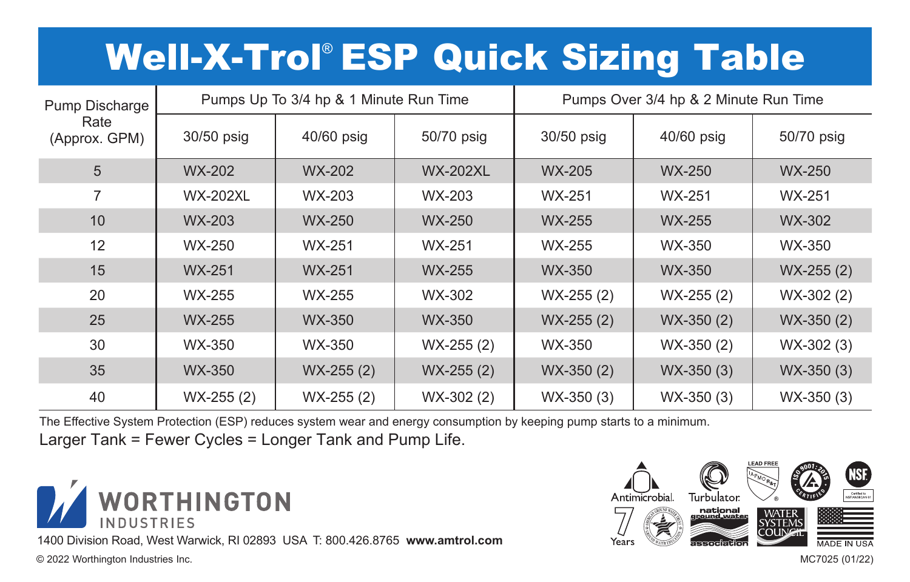# Well-X-Trol® ESP Quick Sizing Table

| Pump Discharge Rate (Approx. GPM) | Pumps Up To 3/4 hp & 1 Minute Run Time | | | Pumps Over 3/4 hp & 2 Minute Run Time | | |
|---|---|---|---|---|---|---|
| | 30/50 psig | 40/60 psig | 50/70 psig | 30/50 psig | 40/60 psig | 50/70 psig |
| 5 | WX-202 | WX-202 | WX-202XL | WX-205 | WX-250 | WX-250 |
| 7 | WX-202XL | WX-203 | WX-203 | WX-251 | WX-251 | WX-251 |
| 10 | WX-203 | WX-250 | WX-250 | WX-255 | WX-255 | WX-302 |
| 12 | WX-250 | WX-251 | WX-251 | WX-255 | WX-350 | WX-350 |
| 15 | WX-251 | WX-251 | WX-255 | WX-350 | WX-350 | WX-255 (2) |
| 20 | WX-255 | WX-255 | WX-302 | WX-255 (2) | WX-255 (2) | WX-302 (2) |
| 25 | WX-255 | WX-350 | WX-350 | WX-255 (2) | WX-350 (2) | WX-350 (2) |
| 30 | WX-350 | WX-350 | WX-255 (2) | WX-350 | WX-350 (2) | WX-302 (3) |
| 35 | WX-350 | WX-255 (2) | WX-255 (2) | WX-350 (2) | WX-350 (3) | WX-350 (3) |
| 40 | WX-255 (2) | WX-255 (2) | WX-302 (2) | WX-350 (3) | WX-350 (3) | WX-350 (3) |

The Effective System Protection (ESP) reduces system wear and energy consumption by keeping pump starts to a minimum.

Larger Tank = Fewer Cycles = Longer Tank and Pump Life.

WORTHINGTON INDUSTRIES

1400 Division Road, West Warwick, RI 02893 USA T: 800.426.8765 **www.amtrol.com**

Antimicrobial. Turbulator. 7 Years. national ground water association. WATER SYSTEMS COUNCIL. LEAD FREE. NSF. MADE IN USA

© 2022 Worthington Industries Inc.

MC7025 (01/22)